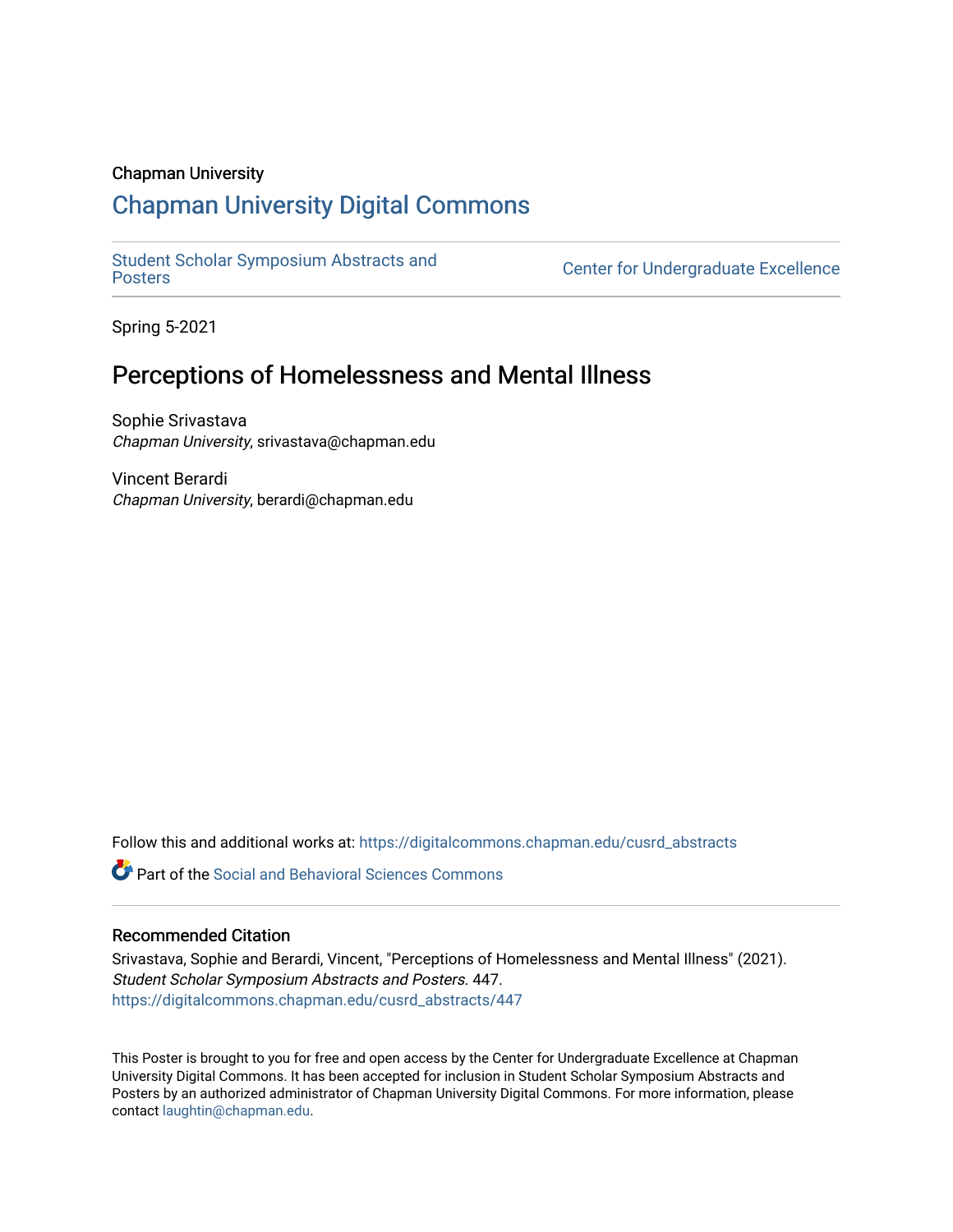Chapman University

## Chapman University Digital Commons

Student Scholar Symposium Abstracts and Posters

Center for Undergraduate Excellence

Spring 5-2021

# Perceptions of Homelessness and Mental Illness

Sophie Srivastava
*Chapman University*, srivastava@chapman.edu

Vincent Berardi
*Chapman University*, berardi@chapman.edu

Follow this and additional works at: https://digitalcommons.chapman.edu/cusrd_abstracts

Part of the Social and Behavioral Sciences Commons

### Recommended Citation

Srivastava, Sophie and Berardi, Vincent, "Perceptions of Homelessness and Mental Illness" (2021). *Student Scholar Symposium Abstracts and Posters*. 447.
https://digitalcommons.chapman.edu/cusrd_abstracts/447

This Poster is brought to you for free and open access by the Center for Undergraduate Excellence at Chapman University Digital Commons. It has been accepted for inclusion in Student Scholar Symposium Abstracts and Posters by an authorized administrator of Chapman University Digital Commons. For more information, please contact laughtin@chapman.edu.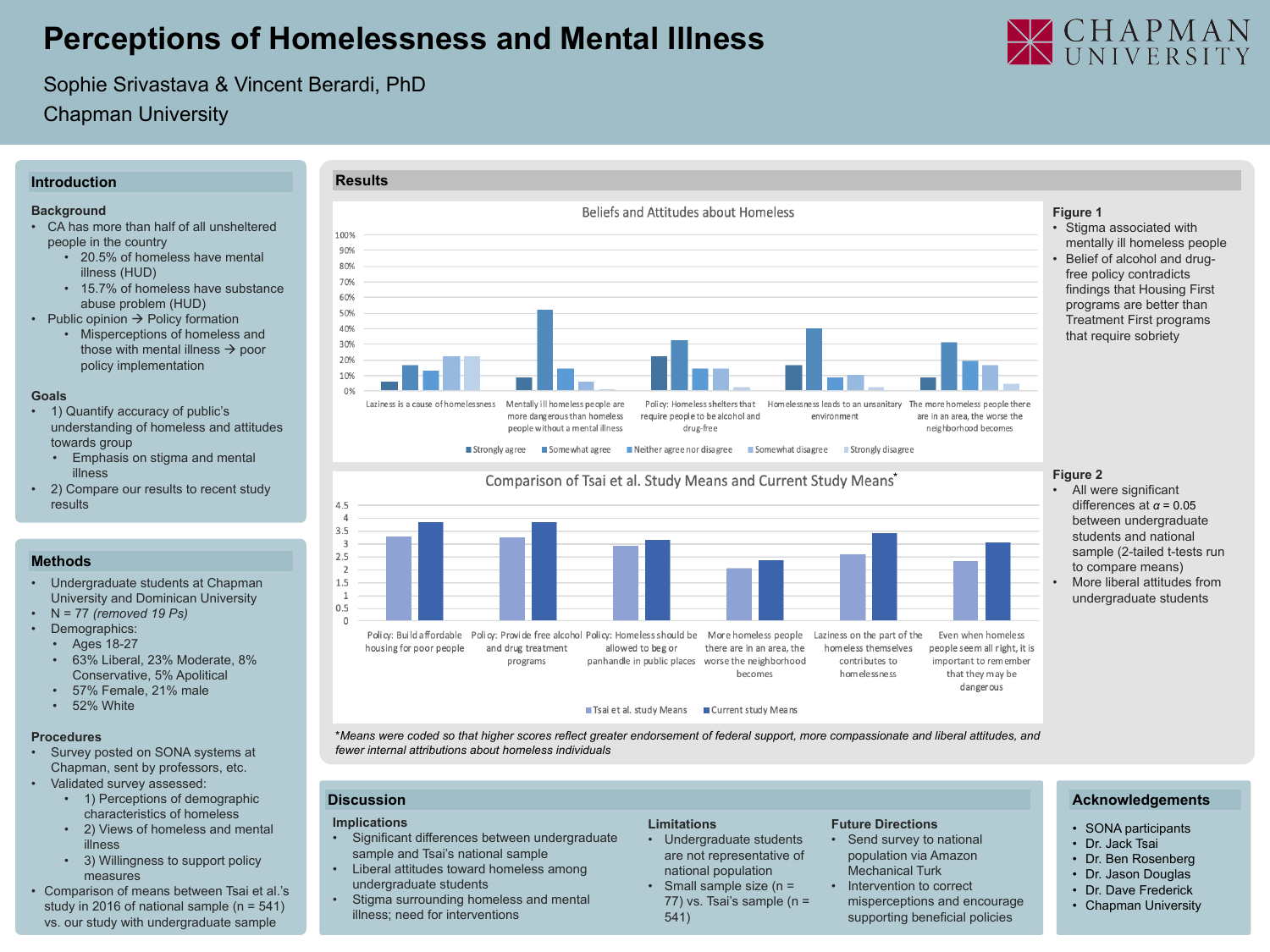# Perceptions of Homelessness and Mental Illness

Sophie Srivastava & Vincent Berardi, PhD

Chapman University

## Introduction

### Background

- CA has more than half of all unsheltered people in the country
  - 20.5% of homeless have mental illness (HUD)
  - 15.7% of homeless have substance abuse problem (HUD)
- Public opinion → Policy formation
  - Misperceptions of homeless and those with mental illness → poor policy implementation

### Goals

- 1) Quantify accuracy of public's understanding of homeless and attitudes towards group
  - Emphasis on stigma and mental illness
- 2) Compare our results to recent study results

## Methods

- Undergraduate students at Chapman University and Dominican University
- N = 77 *(removed 19 Ps)*
- Demographics:
  - Ages 18-27
  - 63% Liberal, 23% Moderate, 8% Conservative, 5% Apolitical
  - 57% Female, 21% male
  - 52% White

### Procedures

- Survey posted on SONA systems at Chapman, sent by professors, etc.
- Validated survey assessed:
  - 1) Perceptions of demographic characteristics of homeless
  - 2) Views of homeless and mental illness
  - 3) Willingness to support policy measures
- Comparison of means between Tsai et al.'s study in 2016 of national sample (n = 541) vs. our study with undergraduate sample

## Results

Beliefs and Attitudes about Homeless

100%
90%
80%
70%
60%
50%
40%
30%
20%
10%
0%

Laziness is a cause of homelessness
Mentally ill homeless people are more dangerous than homeless people without a mental illness
Policy: Homeless shelters that require people to be alcohol and drug-free
Homelessness leads to an unsanitary environment
The more homeless people there are in an area, the worse the neighborhood becomes

Strongly agree, Somewhat agree, Neither agree nor disagree, Somewhat disagree, Strongly disagree

**Figure 1**

- Stigma associated with mentally ill homeless people
- Belief of alcohol and drug-free policy contradicts findings that Housing First programs are better than Treatment First programs that require sobriety

Comparison of Tsai et al. Study Means and Current Study Means*

4.5
4
3.5
3
2.5
2
1.5
1
0.5
0

Policy: Build affordable housing for poor people
Policy: Provide free alcohol and drug treatment programs
Policy: Homeless should be allowed to beg or panhandle in public places
More homeless people there are in an area, the worse the neighborhood becomes
Laziness on the part of the homeless themselves contributes to homelessness
Even when homeless people seem all right, it is important to remember that they may be dangerous

Tsai et al. study Means, Current study Means

**Figure 2**

- All were significant differences at $\alpha = 0.05$ between undergraduate students and national sample (2-tailed t-tests run to compare means)
- More liberal attitudes from undergraduate students

*\*Means were coded so that higher scores reflect greater endorsement of federal support, more compassionate and liberal attitudes, and fewer internal attributions about homeless individuals*

## Discussion

### Implications

- Significant differences between undergraduate sample and Tsai's national sample
- Liberal attitudes toward homeless among undergraduate students
- Stigma surrounding homeless and mental illness; need for interventions

### Limitations

- Undergraduate students are not representative of national population
- Small sample size (n = 77) vs. Tsai's sample (n = 541)

### Future Directions

- Send survey to national population via Amazon Mechanical Turk
- Intervention to correct misperceptions and encourage supporting beneficial policies

## Acknowledgements

- SONA participants
- Dr. Jack Tsai
- Dr. Ben Rosenberg
- Dr. Jason Douglas
- Dr. Dave Frederick
- Chapman University